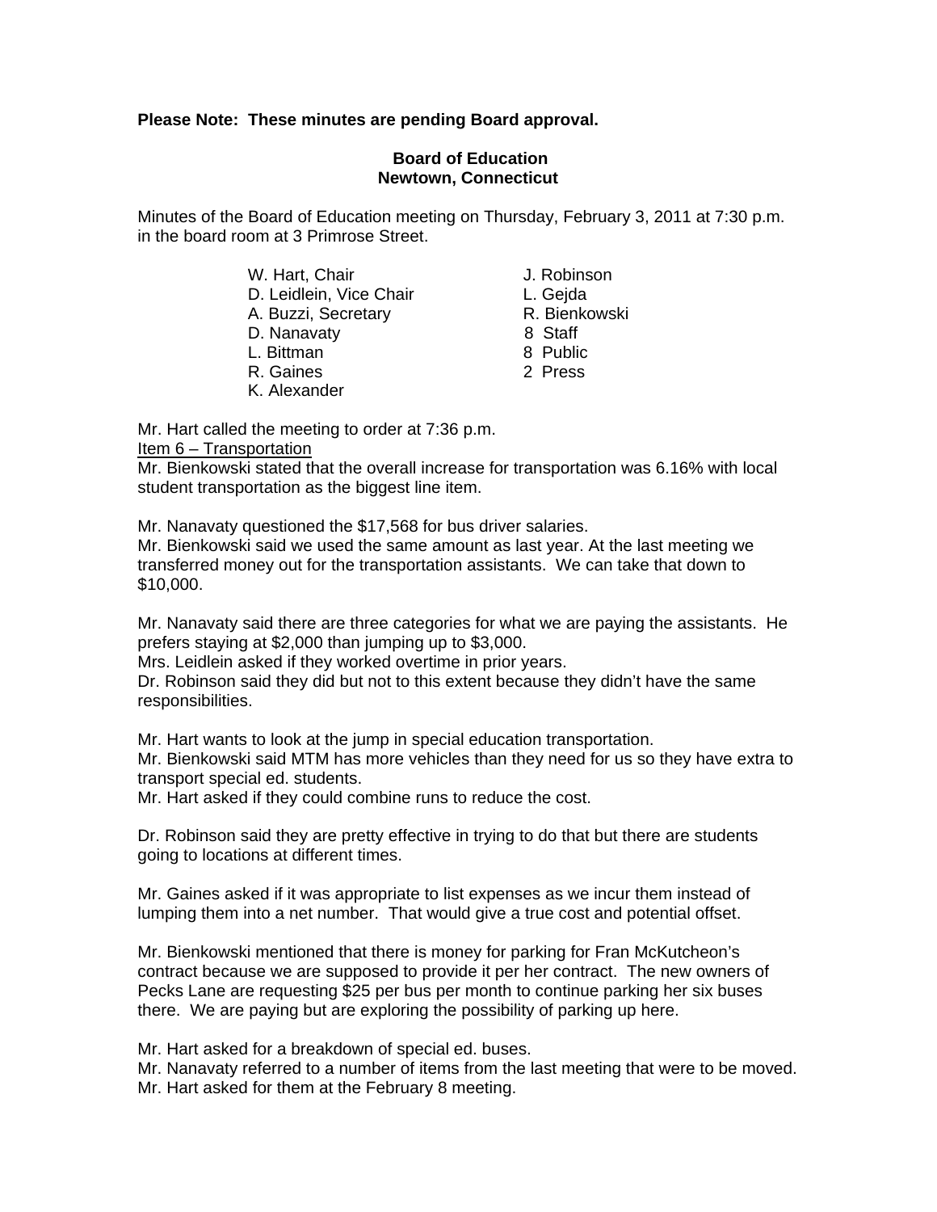**Please Note: These minutes are pending Board approval.**

**Board of Education**
**Newtown, Connecticut**

Minutes of the Board of Education meeting on Thursday, February 3, 2011 at 7:30 p.m. in the board room at 3 Primrose Street.

| | |
|---|---|
| W. Hart, Chair | J. Robinson |
| D. Leidlein, Vice Chair | L. Gejda |
| A. Buzzi, Secretary | R. Bienkowski |
| D. Nanavaty | 8 Staff |
| L. Bittman | 8 Public |
| R. Gaines | 2 Press |
| K. Alexander | |

Mr. Hart called the meeting to order at 7:36 p.m.

Item 6 – Transportation

Mr. Bienkowski stated that the overall increase for transportation was 6.16% with local student transportation as the biggest line item.

Mr. Nanavaty questioned the $17,568 for bus driver salaries.
Mr. Bienkowski said we used the same amount as last year. At the last meeting we transferred money out for the transportation assistants. We can take that down to $10,000.

Mr. Nanavaty said there are three categories for what we are paying the assistants. He prefers staying at $2,000 than jumping up to $3,000.
Mrs. Leidlein asked if they worked overtime in prior years.
Dr. Robinson said they did but not to this extent because they didn't have the same responsibilities.

Mr. Hart wants to look at the jump in special education transportation.
Mr. Bienkowski said MTM has more vehicles than they need for us so they have extra to transport special ed. students.
Mr. Hart asked if they could combine runs to reduce the cost.

Dr. Robinson said they are pretty effective in trying to do that but there are students going to locations at different times.

Mr. Gaines asked if it was appropriate to list expenses as we incur them instead of lumping them into a net number. That would give a true cost and potential offset.

Mr. Bienkowski mentioned that there is money for parking for Fran McKutcheon's contract because we are supposed to provide it per her contract. The new owners of Pecks Lane are requesting $25 per bus per month to continue parking her six buses there. We are paying but are exploring the possibility of parking up here.

Mr. Hart asked for a breakdown of special ed. buses.
Mr. Nanavaty referred to a number of items from the last meeting that were to be moved.
Mr. Hart asked for them at the February 8 meeting.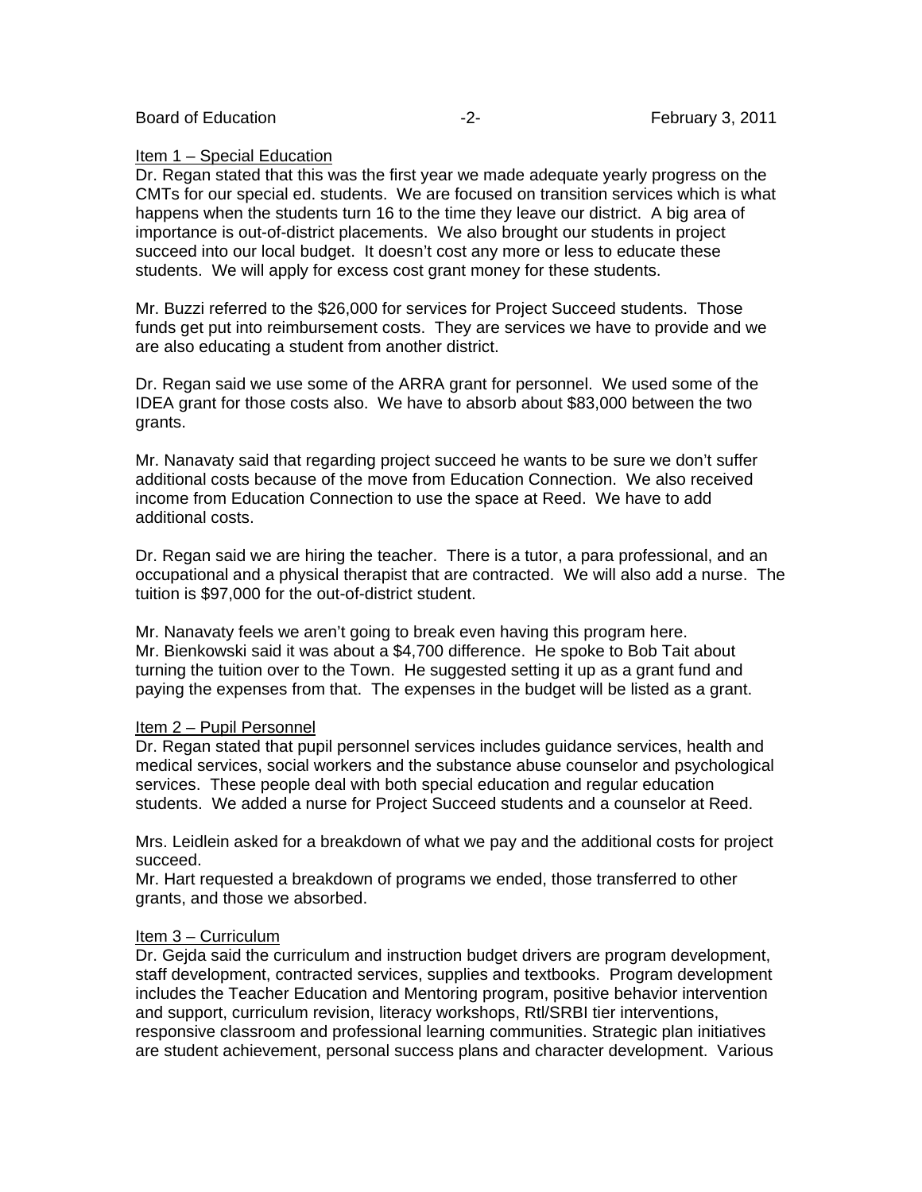Item 1 – Special Education

Dr. Regan stated that this was the first year we made adequate yearly progress on the CMTs for our special ed. students. We are focused on transition services which is what happens when the students turn 16 to the time they leave our district. A big area of importance is out-of-district placements. We also brought our students in project succeed into our local budget. It doesn't cost any more or less to educate these students. We will apply for excess cost grant money for these students.

Mr. Buzzi referred to the $26,000 for services for Project Succeed students. Those funds get put into reimbursement costs. They are services we have to provide and we are also educating a student from another district.

Dr. Regan said we use some of the ARRA grant for personnel. We used some of the IDEA grant for those costs also. We have to absorb about $83,000 between the two grants.

Mr. Nanavaty said that regarding project succeed he wants to be sure we don't suffer additional costs because of the move from Education Connection. We also received income from Education Connection to use the space at Reed. We have to add additional costs.

Dr. Regan said we are hiring the teacher. There is a tutor, a para professional, and an occupational and a physical therapist that are contracted. We will also add a nurse. The tuition is $97,000 for the out-of-district student.

Mr. Nanavaty feels we aren't going to break even having this program here.
Mr. Bienkowski said it was about a $4,700 difference. He spoke to Bob Tait about turning the tuition over to the Town. He suggested setting it up as a grant fund and paying the expenses from that. The expenses in the budget will be listed as a grant.

Item 2 – Pupil Personnel

Dr. Regan stated that pupil personnel services includes guidance services, health and medical services, social workers and the substance abuse counselor and psychological services. These people deal with both special education and regular education students. We added a nurse for Project Succeed students and a counselor at Reed.

Mrs. Leidlein asked for a breakdown of what we pay and the additional costs for project succeed.
Mr. Hart requested a breakdown of programs we ended, those transferred to other grants, and those we absorbed.

Item 3 – Curriculum

Dr. Gejda said the curriculum and instruction budget drivers are program development, staff development, contracted services, supplies and textbooks. Program development includes the Teacher Education and Mentoring program, positive behavior intervention and support, curriculum revision, literacy workshops, RtI/SRBI tier interventions, responsive classroom and professional learning communities. Strategic plan initiatives are student achievement, personal success plans and character development. Various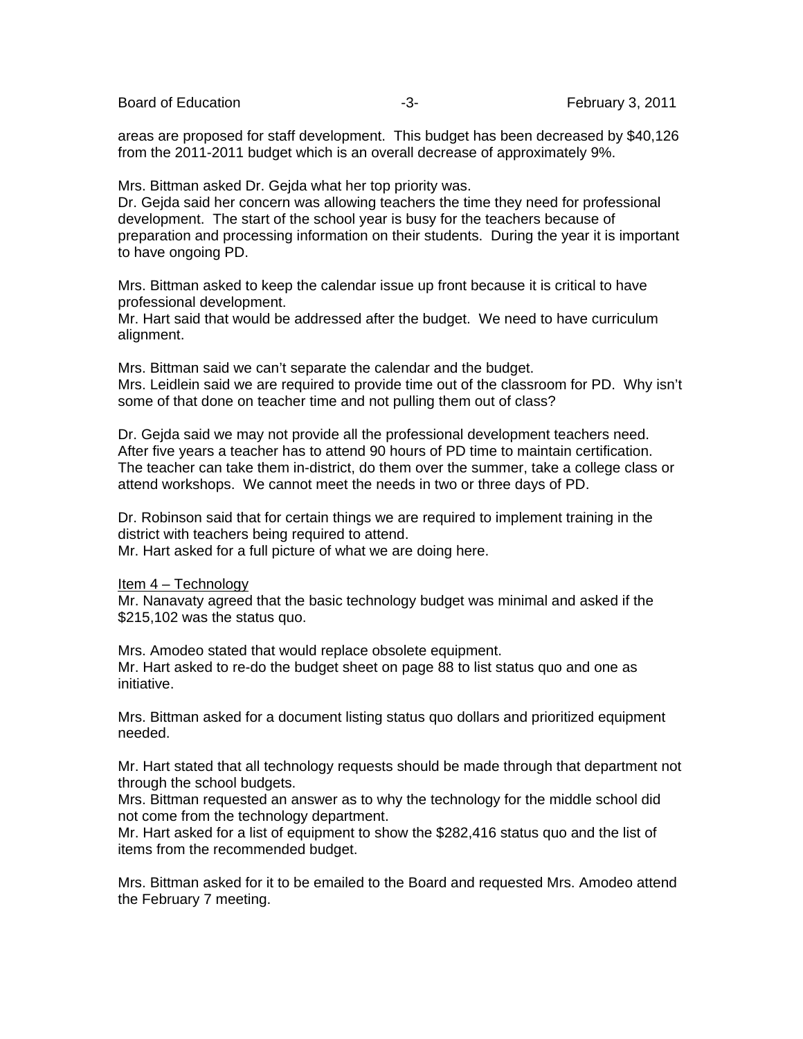areas are proposed for staff development. This budget has been decreased by $40,126 from the 2011-2011 budget which is an overall decrease of approximately 9%.

Mrs. Bittman asked Dr. Gejda what her top priority was.
Dr. Gejda said her concern was allowing teachers the time they need for professional development. The start of the school year is busy for the teachers because of preparation and processing information on their students. During the year it is important to have ongoing PD.

Mrs. Bittman asked to keep the calendar issue up front because it is critical to have professional development.
Mr. Hart said that would be addressed after the budget. We need to have curriculum alignment.

Mrs. Bittman said we can't separate the calendar and the budget.
Mrs. Leidlein said we are required to provide time out of the classroom for PD. Why isn't some of that done on teacher time and not pulling them out of class?

Dr. Gejda said we may not provide all the professional development teachers need. After five years a teacher has to attend 90 hours of PD time to maintain certification. The teacher can take them in-district, do them over the summer, take a college class or attend workshops. We cannot meet the needs in two or three days of PD.

Dr. Robinson said that for certain things we are required to implement training in the district with teachers being required to attend.
Mr. Hart asked for a full picture of what we are doing here.

<u>Item 4 – Technology</u>
Mr. Nanavaty agreed that the basic technology budget was minimal and asked if the $215,102 was the status quo.

Mrs. Amodeo stated that would replace obsolete equipment.
Mr. Hart asked to re-do the budget sheet on page 88 to list status quo and one as initiative.

Mrs. Bittman asked for a document listing status quo dollars and prioritized equipment needed.

Mr. Hart stated that all technology requests should be made through that department not through the school budgets.
Mrs. Bittman requested an answer as to why the technology for the middle school did not come from the technology department.
Mr. Hart asked for a list of equipment to show the $282,416 status quo and the list of items from the recommended budget.

Mrs. Bittman asked for it to be emailed to the Board and requested Mrs. Amodeo attend the February 7 meeting.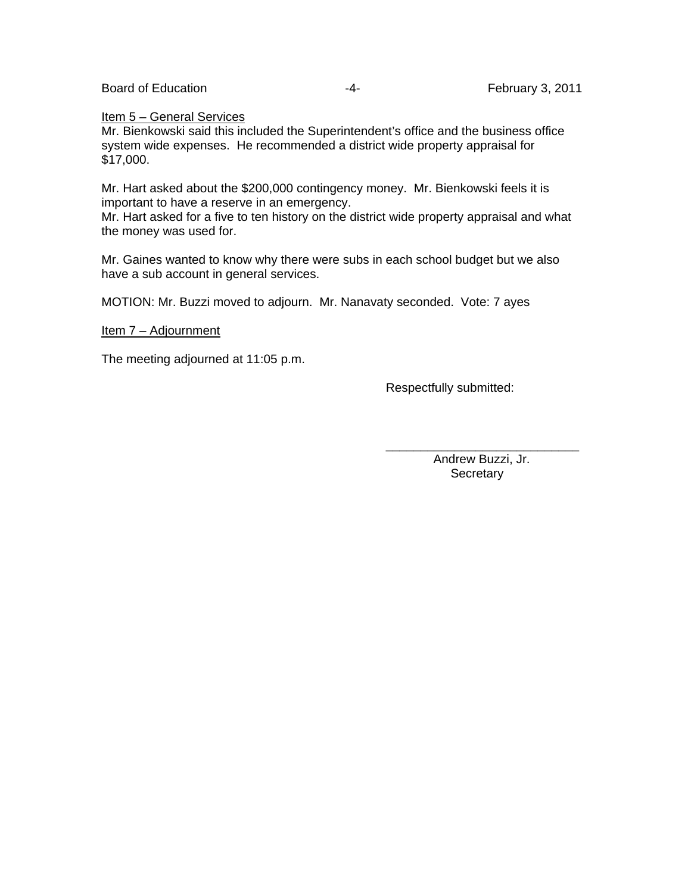Item 5 – General Services

Mr. Bienkowski said this included the Superintendent's office and the business office system wide expenses. He recommended a district wide property appraisal for $17,000.

Mr. Hart asked about the $200,000 contingency money. Mr. Bienkowski feels it is important to have a reserve in an emergency.

Mr. Hart asked for a five to ten history on the district wide property appraisal and what the money was used for.

Mr. Gaines wanted to know why there were subs in each school budget but we also have a sub account in general services.

MOTION: Mr. Buzzi moved to adjourn. Mr. Nanavaty seconded. Vote: 7 ayes

Item 7 – Adjournment

The meeting adjourned at 11:05 p.m.

Respectfully submitted:

\_\_\_\_\_\_\_\_\_\_\_\_\_\_\_\_\_\_\_\_\_\_\_\_\_\_\_\_

Andrew Buzzi, Jr.
Secretary